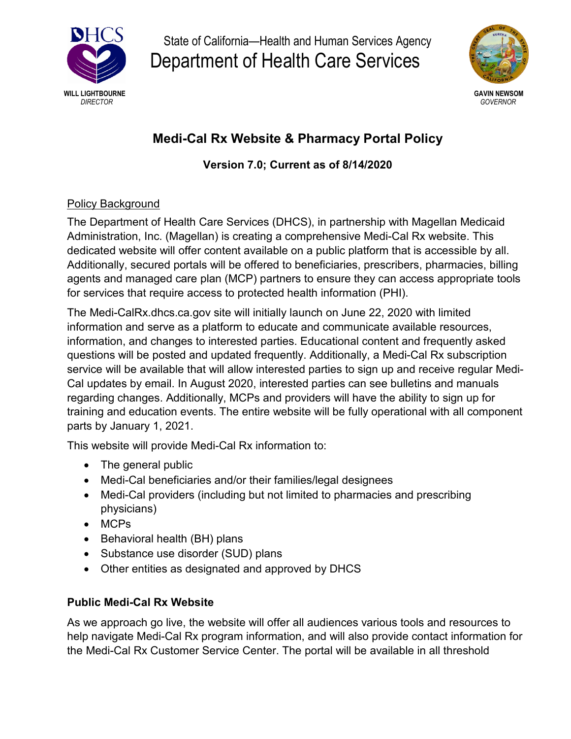DHCS

WILL LIGHTBOURNE
*DIRECTOR*

State of California—Health and Human Services Agency
Department of Health Care Services

GAVIN NEWSOM
*GOVERNOR*

# Medi-Cal Rx Website & Pharmacy Portal Policy

**Version 7.0; Current as of 8/14/2020**

## Policy Background

The Department of Health Care Services (DHCS), in partnership with Magellan Medicaid Administration, Inc. (Magellan) is creating a comprehensive Medi-Cal Rx website. This dedicated website will offer content available on a public platform that is accessible by all. Additionally, secured portals will be offered to beneficiaries, prescribers, pharmacies, billing agents and managed care plan (MCP) partners to ensure they can access appropriate tools for services that require access to protected health information (PHI).

The Medi-CalRx.dhcs.ca.gov site will initially launch on June 22, 2020 with limited information and serve as a platform to educate and communicate available resources, information, and changes to interested parties. Educational content and frequently asked questions will be posted and updated frequently. Additionally, a Medi-Cal Rx subscription service will be available that will allow interested parties to sign up and receive regular Medi-Cal updates by email. In August 2020, interested parties can see bulletins and manuals regarding changes. Additionally, MCPs and providers will have the ability to sign up for training and education events. The entire website will be fully operational with all component parts by January 1, 2021.

This website will provide Medi-Cal Rx information to:

- The general public
- Medi-Cal beneficiaries and/or their families/legal designees
- Medi-Cal providers (including but not limited to pharmacies and prescribing physicians)
- MCPs
- Behavioral health (BH) plans
- Substance use disorder (SUD) plans
- Other entities as designated and approved by DHCS

## Public Medi-Cal Rx Website

As we approach go live, the website will offer all audiences various tools and resources to help navigate Medi-Cal Rx program information, and will also provide contact information for the Medi-Cal Rx Customer Service Center. The portal will be available in all threshold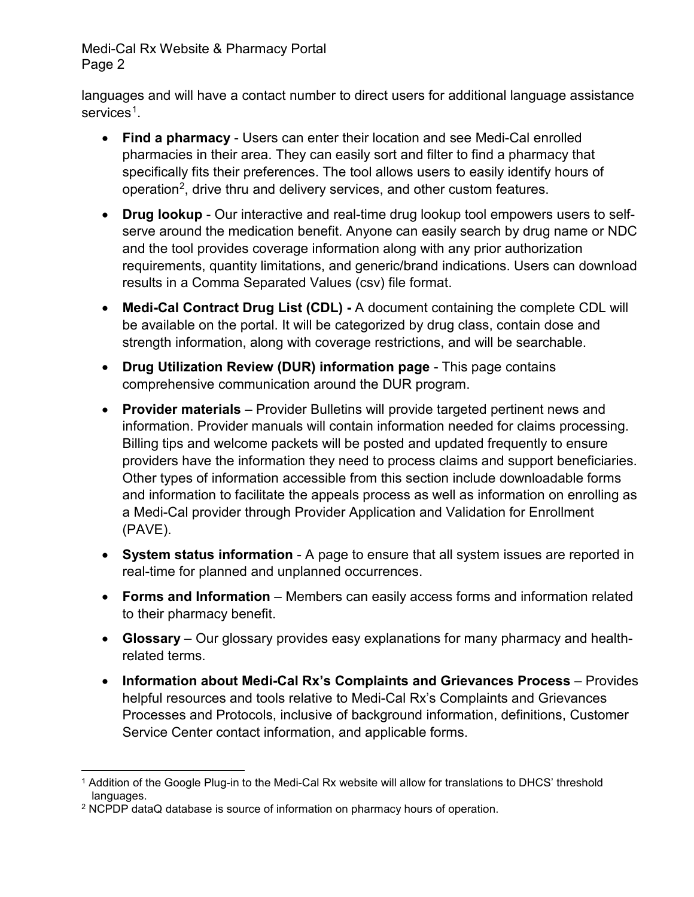languages and will have a contact number to direct users for additional language assistance services[1].

- **Find a pharmacy** - Users can enter their location and see Medi-Cal enrolled pharmacies in their area. They can easily sort and filter to find a pharmacy that specifically fits their preferences. The tool allows users to easily identify hours of operation[2], drive thru and delivery services, and other custom features.
- **Drug lookup** - Our interactive and real-time drug lookup tool empowers users to self-serve around the medication benefit. Anyone can easily search by drug name or NDC and the tool provides coverage information along with any prior authorization requirements, quantity limitations, and generic/brand indications. Users can download results in a Comma Separated Values (csv) file format.
- **Medi-Cal Contract Drug List (CDL) -** A document containing the complete CDL will be available on the portal. It will be categorized by drug class, contain dose and strength information, along with coverage restrictions, and will be searchable.
- **Drug Utilization Review (DUR) information page** - This page contains comprehensive communication around the DUR program.
- **Provider materials** – Provider Bulletins will provide targeted pertinent news and information. Provider manuals will contain information needed for claims processing. Billing tips and welcome packets will be posted and updated frequently to ensure providers have the information they need to process claims and support beneficiaries. Other types of information accessible from this section include downloadable forms and information to facilitate the appeals process as well as information on enrolling as a Medi-Cal provider through Provider Application and Validation for Enrollment (PAVE).
- **System status information** - A page to ensure that all system issues are reported in real-time for planned and unplanned occurrences.
- **Forms and Information** – Members can easily access forms and information related to their pharmacy benefit.
- **Glossary** – Our glossary provides easy explanations for many pharmacy and health-related terms.
- **Information about Medi-Cal Rx's Complaints and Grievances Process** – Provides helpful resources and tools relative to Medi-Cal Rx's Complaints and Grievances Processes and Protocols, inclusive of background information, definitions, Customer Service Center contact information, and applicable forms.

---

[1] Addition of the Google Plug-in to the Medi-Cal Rx website will allow for translations to DHCS' threshold languages.

[2] NCPDP dataQ database is source of information on pharmacy hours of operation.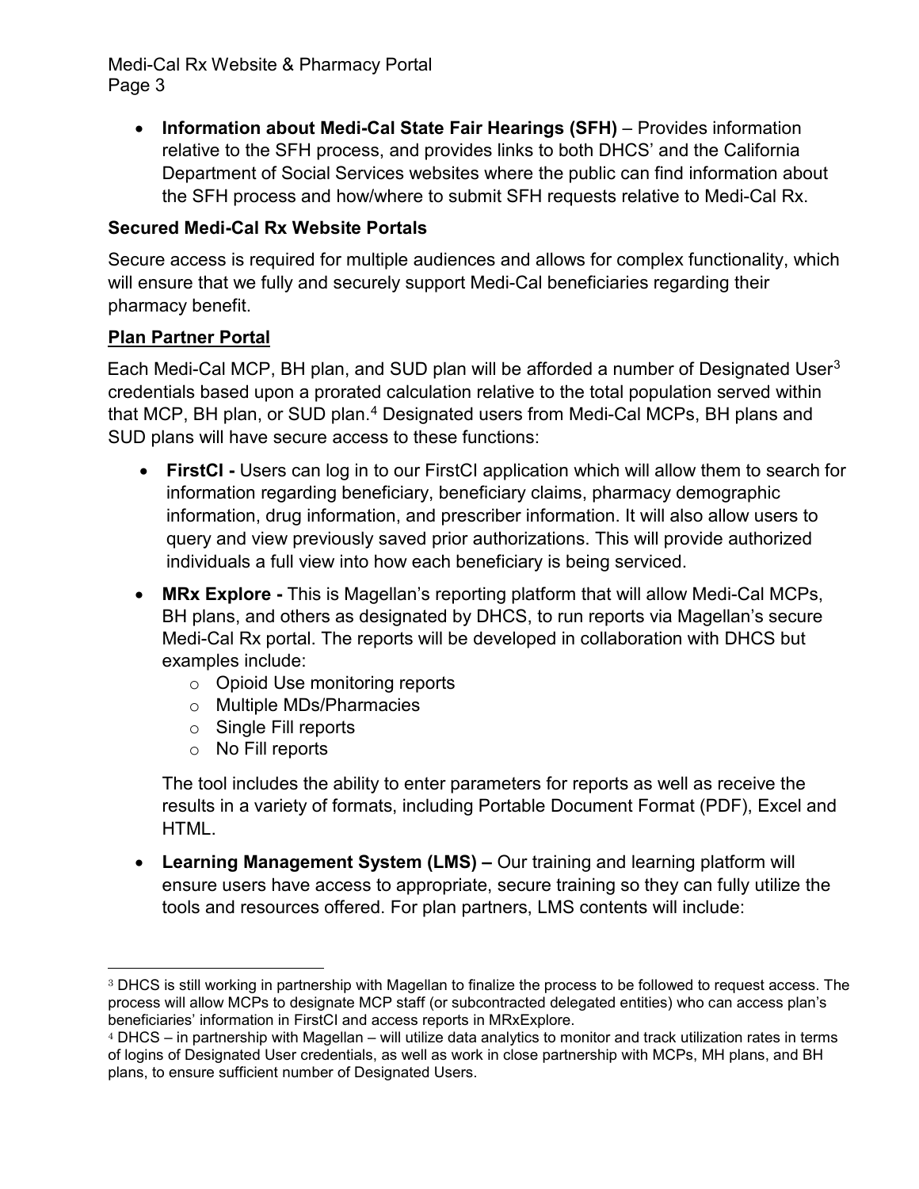- **Information about Medi-Cal State Fair Hearings (SFH)** – Provides information relative to the SFH process, and provides links to both DHCS' and the California Department of Social Services websites where the public can find information about the SFH process and how/where to submit SFH requests relative to Medi-Cal Rx.

### Secured Medi-Cal Rx Website Portals

Secure access is required for multiple audiences and allows for complex functionality, which will ensure that we fully and securely support Medi-Cal beneficiaries regarding their pharmacy benefit.

#### Plan Partner Portal

Each Medi-Cal MCP, BH plan, and SUD plan will be afforded a number of Designated User[3] credentials based upon a prorated calculation relative to the total population served within that MCP, BH plan, or SUD plan.[4] Designated users from Medi-Cal MCPs, BH plans and SUD plans will have secure access to these functions:

- **FirstCI -** Users can log in to our FirstCI application which will allow them to search for information regarding beneficiary, beneficiary claims, pharmacy demographic information, drug information, and prescriber information. It will also allow users to query and view previously saved prior authorizations. This will provide authorized individuals a full view into how each beneficiary is being serviced.
- **MRx Explore -** This is Magellan's reporting platform that will allow Medi-Cal MCPs, BH plans, and others as designated by DHCS, to run reports via Magellan's secure Medi-Cal Rx portal. The reports will be developed in collaboration with DHCS but examples include:
  - Opioid Use monitoring reports
  - Multiple MDs/Pharmacies
  - Single Fill reports
  - No Fill reports

  The tool includes the ability to enter parameters for reports as well as receive the results in a variety of formats, including Portable Document Format (PDF), Excel and HTML.
- **Learning Management System (LMS) –** Our training and learning platform will ensure users have access to appropriate, secure training so they can fully utilize the tools and resources offered. For plan partners, LMS contents will include:

---

[3] DHCS is still working in partnership with Magellan to finalize the process to be followed to request access. The process will allow MCPs to designate MCP staff (or subcontracted delegated entities) who can access plan's beneficiaries' information in FirstCI and access reports in MRxExplore.

[4] DHCS – in partnership with Magellan – will utilize data analytics to monitor and track utilization rates in terms of logins of Designated User credentials, as well as work in close partnership with MCPs, MH plans, and BH plans, to ensure sufficient number of Designated Users.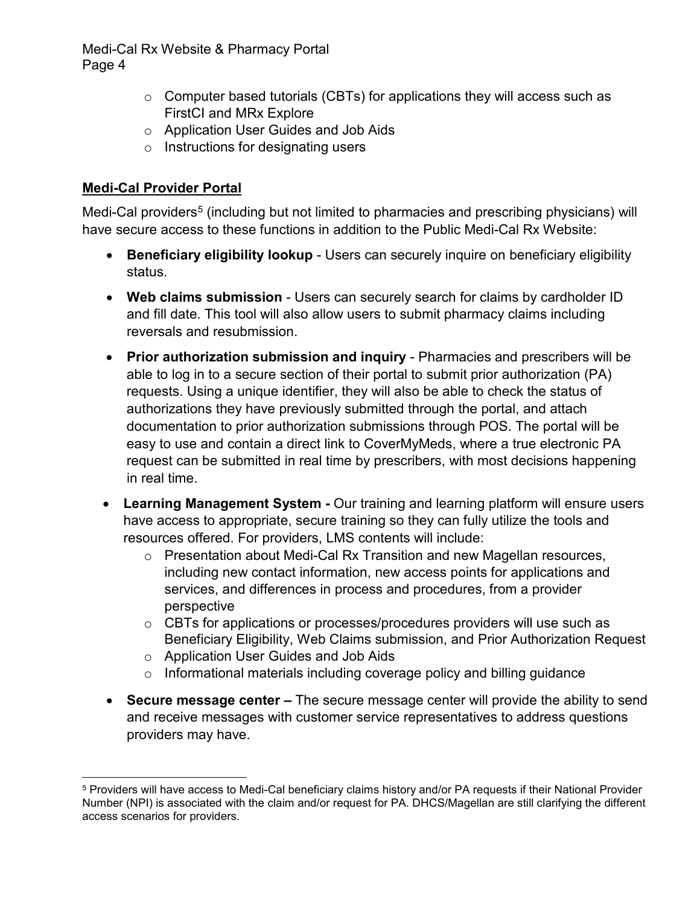- Computer based tutorials (CBTs) for applications they will access such as FirstCI and MRx Explore
  - Application User Guides and Job Aids
  - Instructions for designating users

**Medi-Cal Provider Portal**

Medi-Cal providers[5] (including but not limited to pharmacies and prescribing physicians) will have secure access to these functions in addition to the Public Medi-Cal Rx Website:

- **Beneficiary eligibility lookup** - Users can securely inquire on beneficiary eligibility status.
- **Web claims submission** - Users can securely search for claims by cardholder ID and fill date. This tool will also allow users to submit pharmacy claims including reversals and resubmission.
- **Prior authorization submission and inquiry** - Pharmacies and prescribers will be able to log in to a secure section of their portal to submit prior authorization (PA) requests. Using a unique identifier, they will also be able to check the status of authorizations they have previously submitted through the portal, and attach documentation to prior authorization submissions through POS. The portal will be easy to use and contain a direct link to CoverMyMeds, where a true electronic PA request can be submitted in real time by prescribers, with most decisions happening in real time.
- **Learning Management System -** Our training and learning platform will ensure users have access to appropriate, secure training so they can fully utilize the tools and resources offered. For providers, LMS contents will include:
  - Presentation about Medi-Cal Rx Transition and new Magellan resources, including new contact information, new access points for applications and services, and differences in process and procedures, from a provider perspective
  - CBTs for applications or processes/procedures providers will use such as Beneficiary Eligibility, Web Claims submission, and Prior Authorization Request
  - Application User Guides and Job Aids
  - Informational materials including coverage policy and billing guidance
- **Secure message center –** The secure message center will provide the ability to send and receive messages with customer service representatives to address questions providers may have.

[5] Providers will have access to Medi-Cal beneficiary claims history and/or PA requests if their National Provider Number (NPI) is associated with the claim and/or request for PA. DHCS/Magellan are still clarifying the different access scenarios for providers.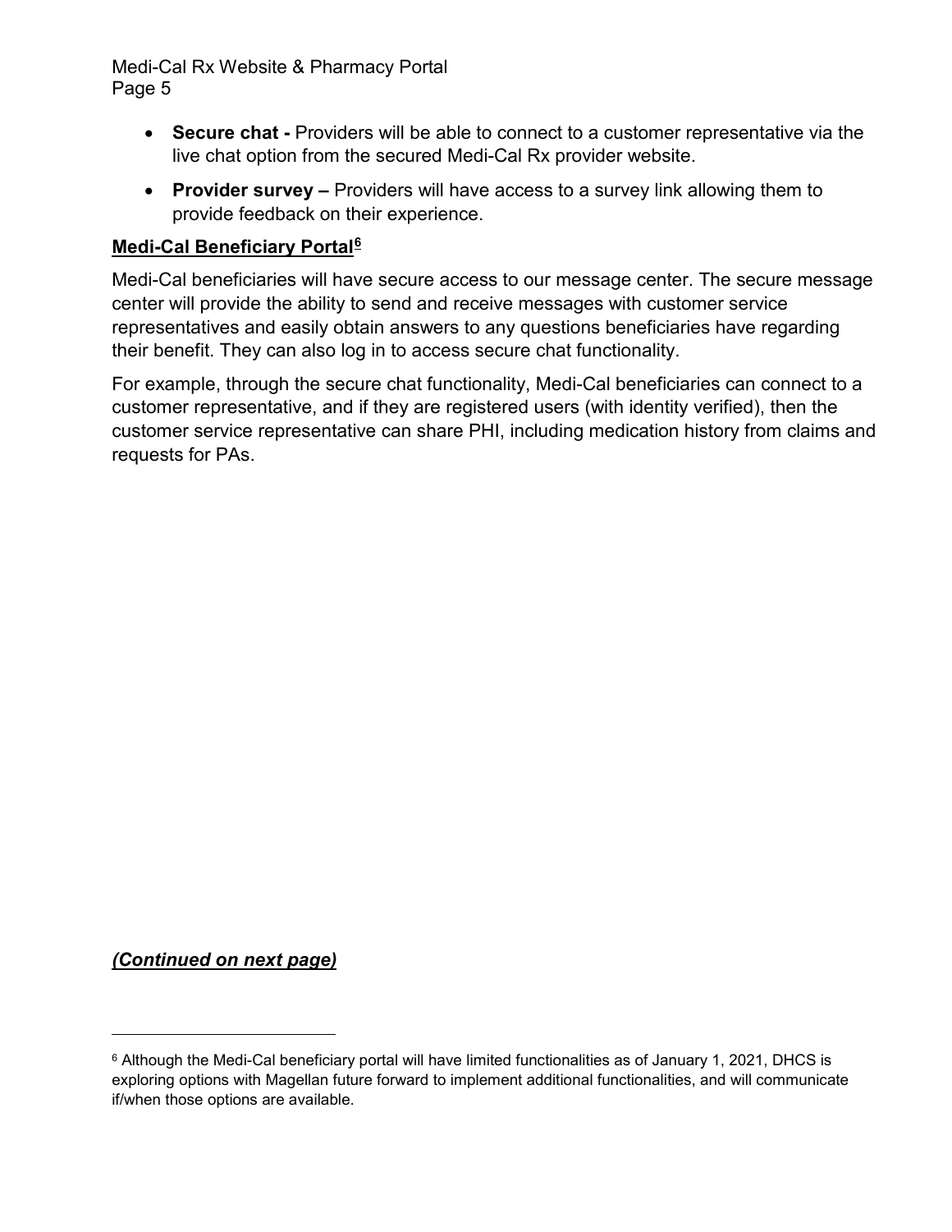- **Secure chat -** Providers will be able to connect to a customer representative via the live chat option from the secured Medi-Cal Rx provider website.
- **Provider survey –** Providers will have access to a survey link allowing them to provide feedback on their experience.

**Medi-Cal Beneficiary Portal**[6]

Medi-Cal beneficiaries will have secure access to our message center. The secure message center will provide the ability to send and receive messages with customer service representatives and easily obtain answers to any questions beneficiaries have regarding their benefit. They can also log in to access secure chat functionality.

For example, through the secure chat functionality, Medi-Cal beneficiaries can connect to a customer representative, and if they are registered users (with identity verified), then the customer service representative can share PHI, including medication history from claims and requests for PAs.

***(Continued on next page)***

---

[6] Although the Medi-Cal beneficiary portal will have limited functionalities as of January 1, 2021, DHCS is exploring options with Magellan future forward to implement additional functionalities, and will communicate if/when those options are available.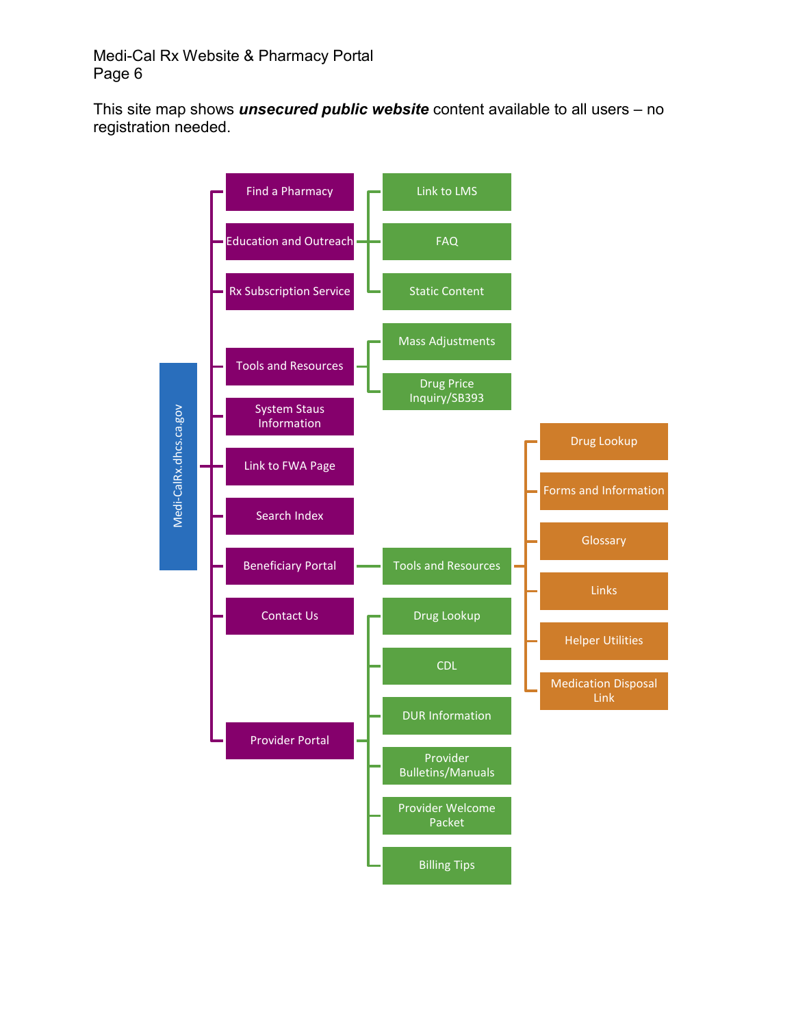This site map shows ***unsecured public website*** content available to all users – no registration needed.

- Medi-CalRx.dhcs.ca.gov
  - Find a Pharmacy
  - Education and Outreach
    - Link to LMS
    - FAQ
    - Static Content
  - Rx Subscription Service
  - Tools and Resources
    - Mass Adjustments
    - Drug Price Inquiry/SB393
  - System Staus Information
  - Link to FWA Page
  - Search Index
  - Beneficiary Portal
    - Tools and Resources
      - Drug Lookup
      - Forms and Information
      - Glossary
      - Links
      - Helper Utilities
      - Medication Disposal Link
  - Contact Us
  - Provider Portal
    - Drug Lookup
    - CDL
    - DUR Information
    - Provider Bulletins/Manuals
    - Provider Welcome Packet
    - Billing Tips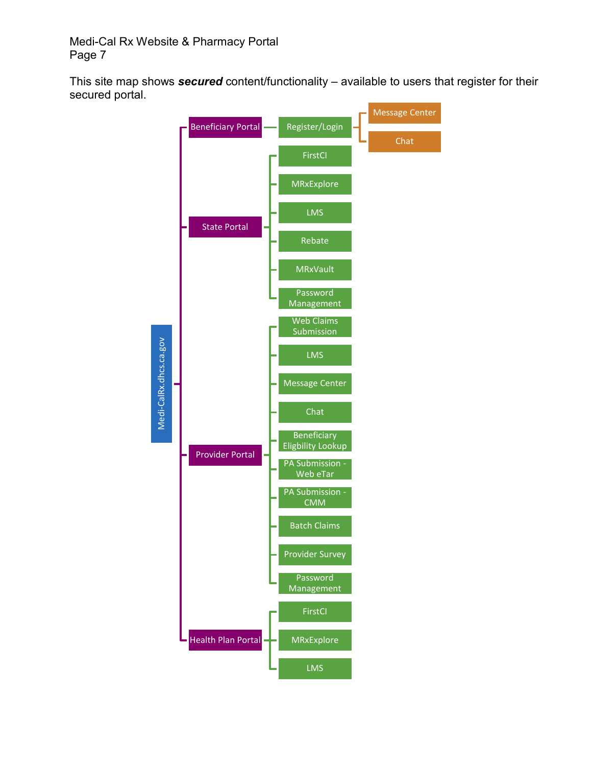This site map shows ***secured*** content/functionality – available to users that register for their secured portal.

Medi-CalRx.dhcs.ca.gov

Beneficiary Portal

Register/Login

Message Center

Chat

State Portal

FirstCI

MRxExplore

LMS

Rebate

MRxVault

Password Management

Provider Portal

Web Claims Submission

LMS

Message Center

Chat

Beneficiary Eligbility Lookup

PA Submission - Web eTar

PA Submission - CMM

Batch Claims

Provider Survey

Password Management

Health Plan Portal

FirstCI

MRxExplore

LMS